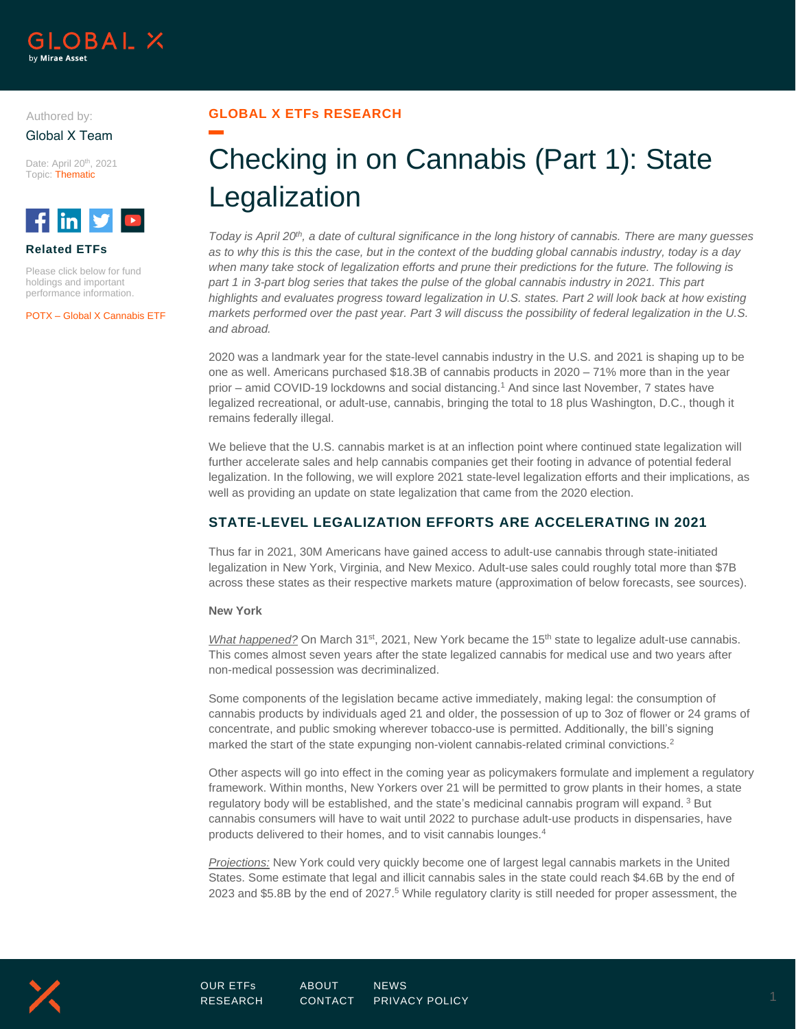Authored by:

Global X Team

Date: April 20th, 2021
Topic: Thematic

**Related ETFs**

Please click below for fund holdings and important performance information.

POTX – Global X Cannabis ETF

GLOBAL X ETFs RESEARCH

# Checking in on Cannabis (Part 1): State Legalization

*Today is April 20th, a date of cultural significance in the long history of cannabis. There are many guesses as to why this is this the case, but in the context of the budding global cannabis industry, today is a day when many take stock of legalization efforts and prune their predictions for the future. The following is part 1 in 3-part blog series that takes the pulse of the global cannabis industry in 2021. This part highlights and evaluates progress toward legalization in U.S. states. Part 2 will look back at how existing markets performed over the past year. Part 3 will discuss the possibility of federal legalization in the U.S. and abroad.*

2020 was a landmark year for the state-level cannabis industry in the U.S. and 2021 is shaping up to be one as well. Americans purchased $18.3B of cannabis products in 2020 – 71% more than in the year prior – amid COVID-19 lockdowns and social distancing.[1] And since last November, 7 states have legalized recreational, or adult-use, cannabis, bringing the total to 18 plus Washington, D.C., though it remains federally illegal.

We believe that the U.S. cannabis market is at an inflection point where continued state legalization will further accelerate sales and help cannabis companies get their footing in advance of potential federal legalization. In the following, we will explore 2021 state-level legalization efforts and their implications, as well as providing an update on state legalization that came from the 2020 election.

## STATE-LEVEL LEGALIZATION EFFORTS ARE ACCELERATING IN 2021

Thus far in 2021, 30M Americans have gained access to adult-use cannabis through state-initiated legalization in New York, Virginia, and New Mexico. Adult-use sales could roughly total more than $7B across these states as their respective markets mature (approximation of below forecasts, see sources).

### New York

*What happened?* On March 31st, 2021, New York became the 15th state to legalize adult-use cannabis. This comes almost seven years after the state legalized cannabis for medical use and two years after non-medical possession was decriminalized.

Some components of the legislation became active immediately, making legal: the consumption of cannabis products by individuals aged 21 and older, the possession of up to 3oz of flower or 24 grams of concentrate, and public smoking wherever tobacco-use is permitted. Additionally, the bill's signing marked the start of the state expunging non-violent cannabis-related criminal convictions.[2]

Other aspects will go into effect in the coming year as policymakers formulate and implement a regulatory framework. Within months, New Yorkers over 21 will be permitted to grow plants in their homes, a state regulatory body will be established, and the state's medicinal cannabis program will expand.[3] But cannabis consumers will have to wait until 2022 to purchase adult-use products in dispensaries, have products delivered to their homes, and to visit cannabis lounges.[4]

*Projections:* New York could very quickly become one of largest legal cannabis markets in the United States. Some estimate that legal and illicit cannabis sales in the state could reach $4.6B by the end of 2023 and $5.8B by the end of 2027.[5] While regulatory clarity is still needed for proper assessment, the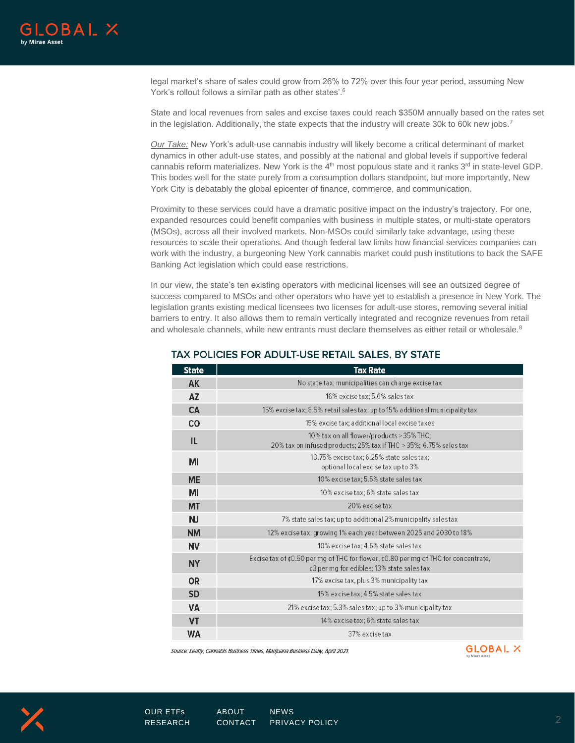legal market's share of sales could grow from 26% to 72% over this four year period, assuming New York's rollout follows a similar path as other states'.[6]

State and local revenues from sales and excise taxes could reach $350M annually based on the rates set in the legislation. Additionally, the state expects that the industry will create 30k to 60k new jobs.[7]

*Our Take:* New York's adult-use cannabis industry will likely become a critical determinant of market dynamics in other adult-use states, and possibly at the national and global levels if supportive federal cannabis reform materializes. New York is the 4th most populous state and it ranks 3rd in state-level GDP. This bodes well for the state purely from a consumption dollars standpoint, but more importantly, New York City is debatably the global epicenter of finance, commerce, and communication.

Proximity to these services could have a dramatic positive impact on the industry's trajectory. For one, expanded resources could benefit companies with business in multiple states, or multi-state operators (MSOs), across all their involved markets. Non-MSOs could similarly take advantage, using these resources to scale their operations. And though federal law limits how financial services companies can work with the industry, a burgeoning New York cannabis market could push institutions to back the SAFE Banking Act legislation which could ease restrictions.

In our view, the state's ten existing operators with medicinal licenses will see an outsized degree of success compared to MSOs and other operators who have yet to establish a presence in New York. The legislation grants existing medical licensees two licenses for adult-use stores, removing several initial barriers to entry. It also allows them to remain vertically integrated and recognize revenues from retail and wholesale channels, while new entrants must declare themselves as either retail or wholesale.[8]

## TAX POLICIES FOR ADULT-USE RETAIL SALES, BY STATE

| State | Tax Rate |
|---|---|
| AK | No state tax; municipalities can charge excise tax |
| AZ | 16% excise tax; 5.6% sales tax |
| CA | 15% excise tax; 8.5% retail sales tax; up to 15% additional municipality tax |
| CO | 15% excise tax; additional local excise taxes |
| IL | 10% tax on all flower/products >35% THC; 20% tax on infused products; 25% tax if THC > 35%; 6.75% sales tax |
| MI | 10.75% excise tax; 6.25% state sales tax; optional local excise tax up to 3% |
| ME | 10% excise tax; 5.5% state sales tax |
| MI | 10% excise tax; 6% state sales tax |
| MT | 20% excise tax |
| NJ | 7% state sales tax; up to additional 2% municipality sales tax |
| NM | 12% excise tax, growing 1% each year between 2025 and 2030 to 18% |
| NV | 10% excise tax; 4.6% state sales tax |
| NY | Excise tax of ¢0.50 per mg of THC for flower, ¢0.80 per mg of THC for concentrate, ¢3 per mg for edibles; 13% state sales tax |
| OR | 17% excise tax, plus 3% municipality tax |
| SD | 15% excise tax; 4.5% state sales tax |
| VA | 21% excise tax; 5.3% sales tax; up to 3% municipality tax |
| VT | 14% excise tax; 6% state sales tax |
| WA | 37% excise tax |

*Source: Leafly, Cannabis Business Times, Marijuana Business Daily, April 2021.*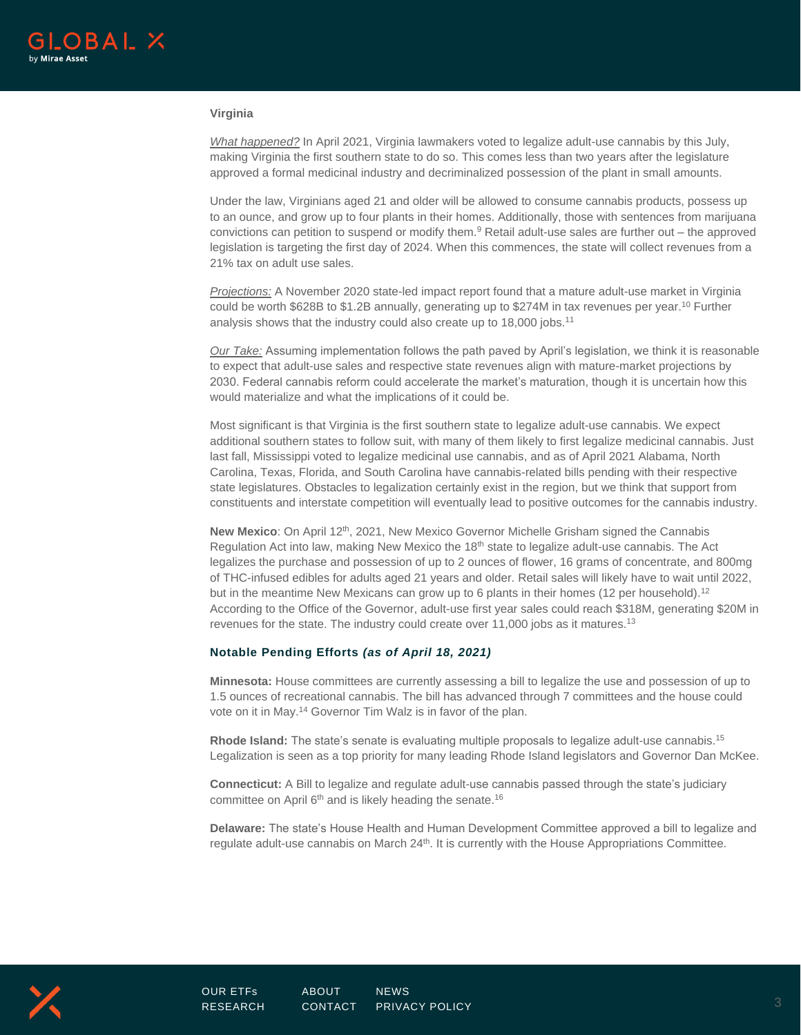### Virginia

*What happened?* In April 2021, Virginia lawmakers voted to legalize adult-use cannabis by this July, making Virginia the first southern state to do so. This comes less than two years after the legislature approved a formal medicinal industry and decriminalized possession of the plant in small amounts.

Under the law, Virginians aged 21 and older will be allowed to consume cannabis products, possess up to an ounce, and grow up to four plants in their homes. Additionally, those with sentences from marijuana convictions can petition to suspend or modify them.[9] Retail adult-use sales are further out – the approved legislation is targeting the first day of 2024. When this commences, the state will collect revenues from a 21% tax on adult use sales.

*Projections:* A November 2020 state-led impact report found that a mature adult-use market in Virginia could be worth $628B to $1.2B annually, generating up to $274M in tax revenues per year.[10] Further analysis shows that the industry could also create up to 18,000 jobs.[11]

*Our Take:* Assuming implementation follows the path paved by April's legislation, we think it is reasonable to expect that adult-use sales and respective state revenues align with mature-market projections by 2030. Federal cannabis reform could accelerate the market's maturation, though it is uncertain how this would materialize and what the implications of it could be.

Most significant is that Virginia is the first southern state to legalize adult-use cannabis. We expect additional southern states to follow suit, with many of them likely to first legalize medicinal cannabis. Just last fall, Mississippi voted to legalize medicinal use cannabis, and as of April 2021 Alabama, North Carolina, Texas, Florida, and South Carolina have cannabis-related bills pending with their respective state legislatures. Obstacles to legalization certainly exist in the region, but we think that support from constituents and interstate competition will eventually lead to positive outcomes for the cannabis industry.

**New Mexico**: On April 12th, 2021, New Mexico Governor Michelle Grisham signed the Cannabis Regulation Act into law, making New Mexico the 18th state to legalize adult-use cannabis. The Act legalizes the purchase and possession of up to 2 ounces of flower, 16 grams of concentrate, and 800mg of THC-infused edibles for adults aged 21 years and older. Retail sales will likely have to wait until 2022, but in the meantime New Mexicans can grow up to 6 plants in their homes (12 per household).[12] According to the Office of the Governor, adult-use first year sales could reach $318M, generating $20M in revenues for the state. The industry could create over 11,000 jobs as it matures.[13]

### Notable Pending Efforts *(as of April 18, 2021)*

**Minnesota:** House committees are currently assessing a bill to legalize the use and possession of up to 1.5 ounces of recreational cannabis. The bill has advanced through 7 committees and the house could vote on it in May.[14] Governor Tim Walz is in favor of the plan.

**Rhode Island:** The state's senate is evaluating multiple proposals to legalize adult-use cannabis.[15] Legalization is seen as a top priority for many leading Rhode Island legislators and Governor Dan McKee.

**Connecticut:** A Bill to legalize and regulate adult-use cannabis passed through the state's judiciary committee on April 6th and is likely heading the senate.[16]

**Delaware:** The state's House Health and Human Development Committee approved a bill to legalize and regulate adult-use cannabis on March 24th. It is currently with the House Appropriations Committee.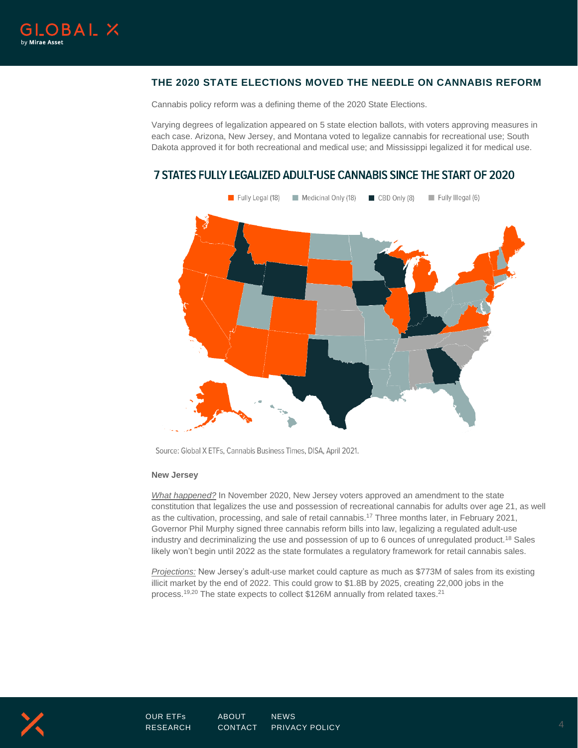## THE 2020 STATE ELECTIONS MOVED THE NEEDLE ON CANNABIS REFORM

Cannabis policy reform was a defining theme of the 2020 State Elections.

Varying degrees of legalization appeared on 5 state election ballots, with voters approving measures in each case. Arizona, New Jersey, and Montana voted to legalize cannabis for recreational use; South Dakota approved it for both recreational and medical use; and Mississippi legalized it for medical use.

### 7 STATES FULLY LEGALIZED ADULT-USE CANNABIS SINCE THE START OF 2020

Fully Legal (18) | Medicinal Only (18) | CBD Only (8) | Fully Illegal (6)

Source: Global X ETFs, Cannabis Business Times, DISA, April 2021.

**New Jersey**

*What happened?* In November 2020, New Jersey voters approved an amendment to the state constitution that legalizes the use and possession of recreational cannabis for adults over age 21, as well as the cultivation, processing, and sale of retail cannabis.[17] Three months later, in February 2021, Governor Phil Murphy signed three cannabis reform bills into law, legalizing a regulated adult-use industry and decriminalizing the use and possession of up to 6 ounces of unregulated product.[18] Sales likely won't begin until 2022 as the state formulates a regulatory framework for retail cannabis sales.

*Projections:* New Jersey's adult-use market could capture as much as $773M of sales from its existing illicit market by the end of 2022. This could grow to $1.8B by 2025, creating 22,000 jobs in the process.[19,20] The state expects to collect $126M annually from related taxes.[21]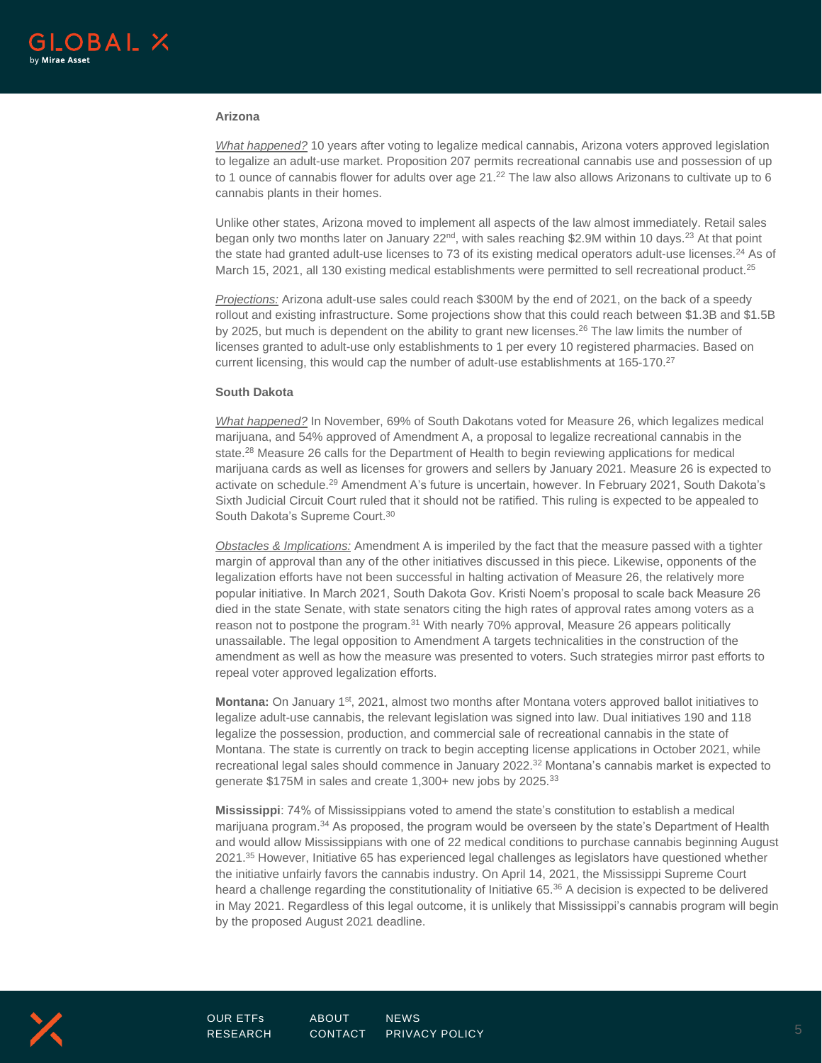### Arizona

*What happened?* 10 years after voting to legalize medical cannabis, Arizona voters approved legislation to legalize an adult-use market. Proposition 207 permits recreational cannabis use and possession of up to 1 ounce of cannabis flower for adults over age 21.[22] The law also allows Arizonans to cultivate up to 6 cannabis plants in their homes.

Unlike other states, Arizona moved to implement all aspects of the law almost immediately. Retail sales began only two months later on January 22nd, with sales reaching $2.9M within 10 days.[23] At that point the state had granted adult-use licenses to 73 of its existing medical operators adult-use licenses.[24] As of March 15, 2021, all 130 existing medical establishments were permitted to sell recreational product.[25]

*Projections:* Arizona adult-use sales could reach $300M by the end of 2021, on the back of a speedy rollout and existing infrastructure. Some projections show that this could reach between $1.3B and $1.5B by 2025, but much is dependent on the ability to grant new licenses.[26] The law limits the number of licenses granted to adult-use only establishments to 1 per every 10 registered pharmacies. Based on current licensing, this would cap the number of adult-use establishments at 165-170.[27]

### South Dakota

*What happened?* In November, 69% of South Dakotans voted for Measure 26, which legalizes medical marijuana, and 54% approved of Amendment A, a proposal to legalize recreational cannabis in the state.[28] Measure 26 calls for the Department of Health to begin reviewing applications for medical marijuana cards as well as licenses for growers and sellers by January 2021. Measure 26 is expected to activate on schedule.[29] Amendment A's future is uncertain, however. In February 2021, South Dakota's Sixth Judicial Circuit Court ruled that it should not be ratified. This ruling is expected to be appealed to South Dakota's Supreme Court.[30]

*Obstacles & Implications:* Amendment A is imperiled by the fact that the measure passed with a tighter margin of approval than any of the other initiatives discussed in this piece. Likewise, opponents of the legalization efforts have not been successful in halting activation of Measure 26, the relatively more popular initiative. In March 2021, South Dakota Gov. Kristi Noem's proposal to scale back Measure 26 died in the state Senate, with state senators citing the high rates of approval rates among voters as a reason not to postpone the program.[31] With nearly 70% approval, Measure 26 appears politically unassailable. The legal opposition to Amendment A targets technicalities in the construction of the amendment as well as how the measure was presented to voters. Such strategies mirror past efforts to repeal voter approved legalization efforts.

**Montana:** On January 1st, 2021, almost two months after Montana voters approved ballot initiatives to legalize adult-use cannabis, the relevant legislation was signed into law. Dual initiatives 190 and 118 legalize the possession, production, and commercial sale of recreational cannabis in the state of Montana. The state is currently on track to begin accepting license applications in October 2021, while recreational legal sales should commence in January 2022.[32] Montana's cannabis market is expected to generate $175M in sales and create 1,300+ new jobs by 2025.[33]

**Mississippi**: 74% of Mississippians voted to amend the state's constitution to establish a medical marijuana program.[34] As proposed, the program would be overseen by the state's Department of Health and would allow Mississippians with one of 22 medical conditions to purchase cannabis beginning August 2021.[35] However, Initiative 65 has experienced legal challenges as legislators have questioned whether the initiative unfairly favors the cannabis industry. On April 14, 2021, the Mississippi Supreme Court heard a challenge regarding the constitutionality of Initiative 65.[36] A decision is expected to be delivered in May 2021. Regardless of this legal outcome, it is unlikely that Mississippi's cannabis program will begin by the proposed August 2021 deadline.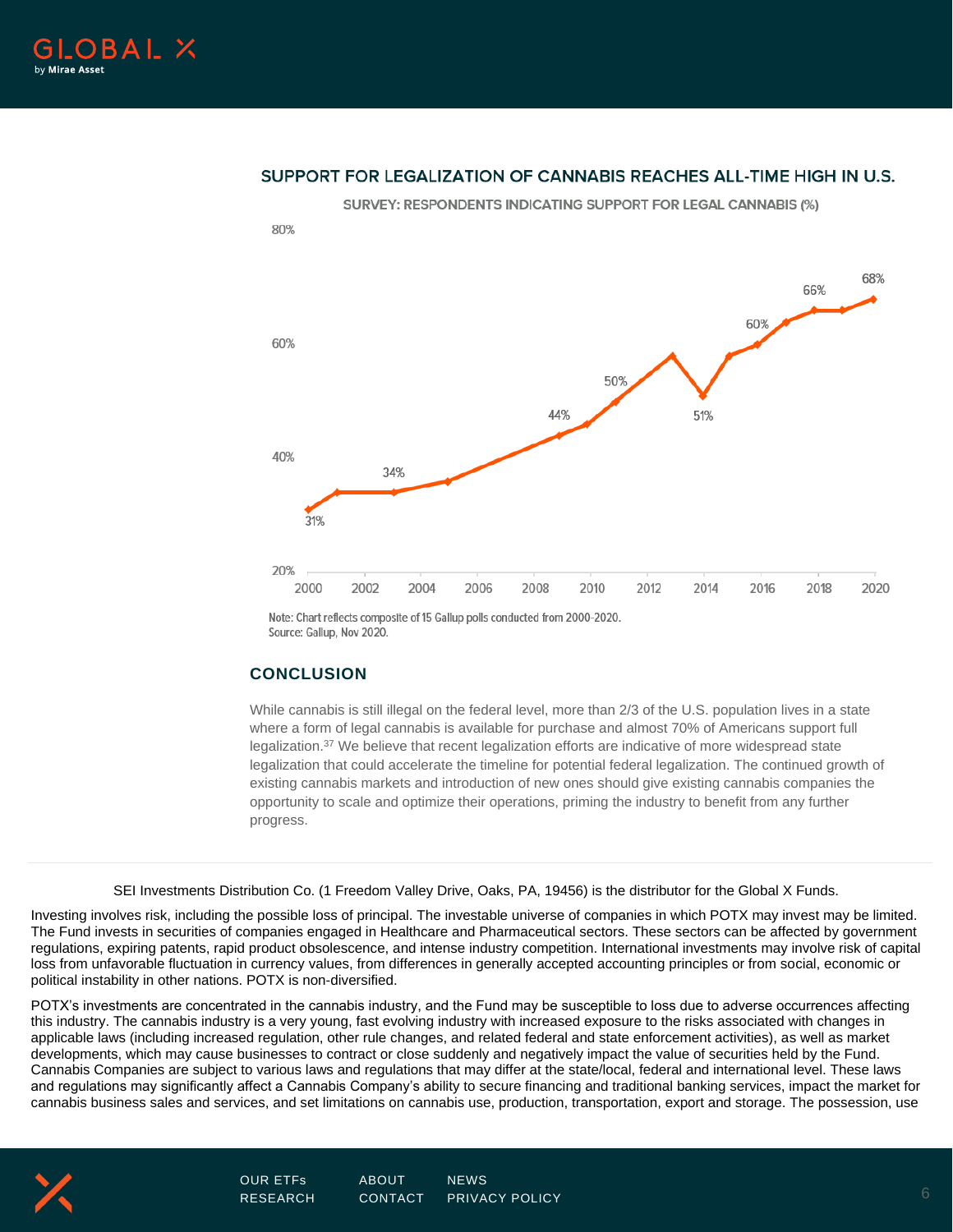### SUPPORT FOR LEGALIZATION OF CANNABIS REACHES ALL-TIME HIGH IN U.S.

SURVEY: RESPONDENTS INDICATING SUPPORT FOR LEGAL CANNABIS (%)

Note: Chart reflects composite of 15 Gallup polls conducted from 2000-2020.
Source: Gallup, Nov 2020.

## CONCLUSION

While cannabis is still illegal on the federal level, more than 2/3 of the U.S. population lives in a state where a form of legal cannabis is available for purchase and almost 70% of Americans support full legalization.[37] We believe that recent legalization efforts are indicative of more widespread state legalization that could accelerate the timeline for potential federal legalization. The continued growth of existing cannabis markets and introduction of new ones should give existing cannabis companies the opportunity to scale and optimize their operations, priming the industry to benefit from any further progress.

---

SEI Investments Distribution Co. (1 Freedom Valley Drive, Oaks, PA, 19456) is the distributor for the Global X Funds.

Investing involves risk, including the possible loss of principal. The investable universe of companies in which POTX may invest may be limited. The Fund invests in securities of companies engaged in Healthcare and Pharmaceutical sectors. These sectors can be affected by government regulations, expiring patents, rapid product obsolescence, and intense industry competition. International investments may involve risk of capital loss from unfavorable fluctuation in currency values, from differences in generally accepted accounting principles or from social, economic or political instability in other nations. POTX is non-diversified.

POTX's investments are concentrated in the cannabis industry, and the Fund may be susceptible to loss due to adverse occurrences affecting this industry. The cannabis industry is a very young, fast evolving industry with increased exposure to the risks associated with changes in applicable laws (including increased regulation, other rule changes, and related federal and state enforcement activities), as well as market developments, which may cause businesses to contract or close suddenly and negatively impact the value of securities held by the Fund. Cannabis Companies are subject to various laws and regulations that may differ at the state/local, federal and international level. These laws and regulations may significantly affect a Cannabis Company's ability to secure financing and traditional banking services, impact the market for cannabis business sales and services, and set limitations on cannabis use, production, transportation, export and storage. The possession, use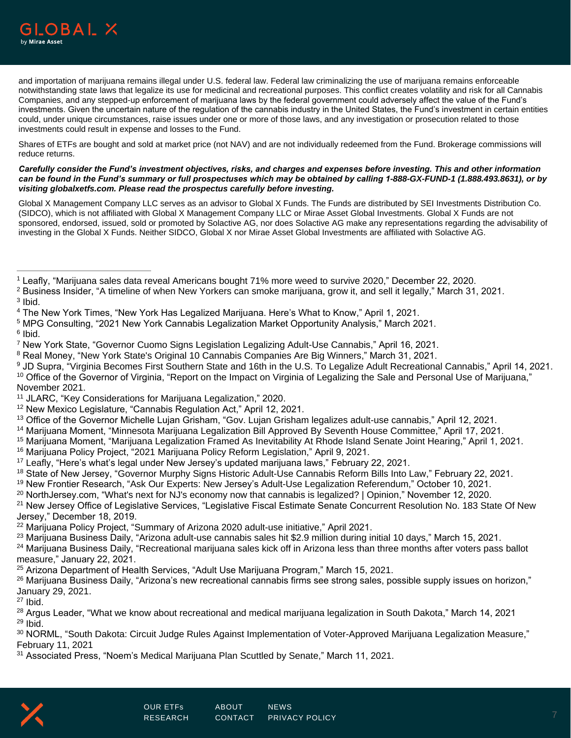and importation of marijuana remains illegal under U.S. federal law. Federal law criminalizing the use of marijuana remains enforceable notwithstanding state laws that legalize its use for medicinal and recreational purposes. This conflict creates volatility and risk for all Cannabis Companies, and any stepped-up enforcement of marijuana laws by the federal government could adversely affect the value of the Fund's investments. Given the uncertain nature of the regulation of the cannabis industry in the United States, the Fund's investment in certain entities could, under unique circumstances, raise issues under one or more of those laws, and any investigation or prosecution related to those investments could result in expense and losses to the Fund.

Shares of ETFs are bought and sold at market price (not NAV) and are not individually redeemed from the Fund. Brokerage commissions will reduce returns.

***Carefully consider the Fund's investment objectives, risks, and charges and expenses before investing. This and other information can be found in the Fund's summary or full prospectuses which may be obtained by calling 1-888-GX-FUND-1 (1.888.493.8631), or by visiting globalxetfs.com. Please read the prospectus carefully before investing.***

Global X Management Company LLC serves as an advisor to Global X Funds. The Funds are distributed by SEI Investments Distribution Co. (SIDCO), which is not affiliated with Global X Management Company LLC or Mirae Asset Global Investments. Global X Funds are not sponsored, endorsed, issued, sold or promoted by Solactive AG, nor does Solactive AG make any representations regarding the advisability of investing in the Global X Funds. Neither SIDCO, Global X nor Mirae Asset Global Investments are affiliated with Solactive AG.

---

[1] Leafly, "Marijuana sales data reveal Americans bought 71% more weed to survive 2020," December 22, 2020.
[2] Business Insider, "A timeline of when New Yorkers can smoke marijuana, grow it, and sell it legally," March 31, 2021.
[3] Ibid.
[4] The New York Times, "New York Has Legalized Marijuana. Here's What to Know," April 1, 2021.
[5] MPG Consulting, "2021 New York Cannabis Legalization Market Opportunity Analysis," March 2021.
[6] Ibid.
[7] New York State, "Governor Cuomo Signs Legislation Legalizing Adult-Use Cannabis," April 16, 2021.
[8] Real Money, "New York State's Original 10 Cannabis Companies Are Big Winners," March 31, 2021.
[9] JD Supra, "Virginia Becomes First Southern State and 16th in the U.S. To Legalize Adult Recreational Cannabis," April 14, 2021.
[10] Office of the Governor of Virginia, "Report on the Impact on Virginia of Legalizing the Sale and Personal Use of Marijuana," November 2021.
[11] JLARC, "Key Considerations for Marijuana Legalization," 2020.
[12] New Mexico Legislature, "Cannabis Regulation Act," April 12, 2021.
[13] Office of the Governor Michelle Lujan Grisham, "Gov. Lujan Grisham legalizes adult-use cannabis," April 12, 2021.
[14] Marijuana Moment, "Minnesota Marijuana Legalization Bill Approved By Seventh House Committee," April 17, 2021.
[15] Marijuana Moment, "Marijuana Legalization Framed As Inevitability At Rhode Island Senate Joint Hearing," April 1, 2021.
[16] Marijuana Policy Project, "2021 Marijuana Policy Reform Legislation," April 9, 2021.
[17] Leafly, "Here's what's legal under New Jersey's updated marijuana laws," February 22, 2021.
[18] State of New Jersey, "Governor Murphy Signs Historic Adult-Use Cannabis Reform Bills Into Law," February 22, 2021.
[19] New Frontier Research, "Ask Our Experts: New Jersey's Adult-Use Legalization Referendum," October 10, 2021.
[20] NorthJersey.com, "What's next for NJ's economy now that cannabis is legalized? | Opinion," November 12, 2020.
[21] New Jersey Office of Legislative Services, "Legislative Fiscal Estimate Senate Concurrent Resolution No. 183 State Of New Jersey," December 18, 2019.
[22] Marijuana Policy Project, "Summary of Arizona 2020 adult-use initiative," April 2021.
[23] Marijuana Business Daily, "Arizona adult-use cannabis sales hit $2.9 million during initial 10 days," March 15, 2021.
[24] Marijuana Business Daily, "Recreational marijuana sales kick off in Arizona less than three months after voters pass ballot measure," January 22, 2021.
[25] Arizona Department of Health Services, "Adult Use Marijuana Program," March 15, 2021.
[26] Marijuana Business Daily, "Arizona's new recreational cannabis firms see strong sales, possible supply issues on horizon," January 29, 2021.
[27] Ibid.
[28] Argus Leader, "What we know about recreational and medical marijuana legalization in South Dakota," March 14, 2021
[29] Ibid.
[30] NORML, "South Dakota: Circuit Judge Rules Against Implementation of Voter-Approved Marijuana Legalization Measure," February 11, 2021
[31] Associated Press, "Noem's Medical Marijuana Plan Scuttled by Senate," March 11, 2021.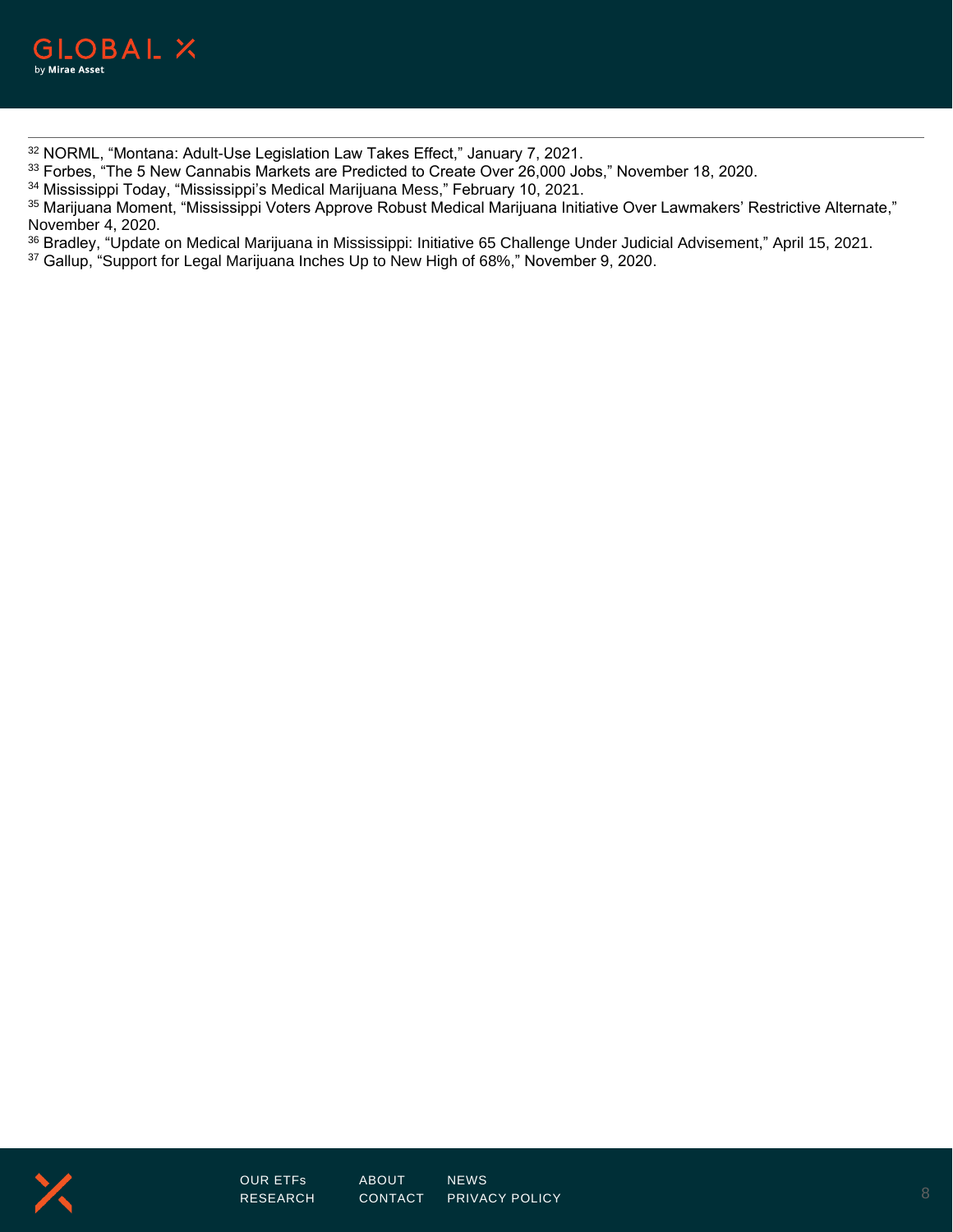[32] NORML, “Montana: Adult-Use Legislation Law Takes Effect,” January 7, 2021.
[33] Forbes, “The 5 New Cannabis Markets are Predicted to Create Over 26,000 Jobs,” November 18, 2020.
[34] Mississippi Today, “Mississippi’s Medical Marijuana Mess,” February 10, 2021.
[35] Marijuana Moment, “Mississippi Voters Approve Robust Medical Marijuana Initiative Over Lawmakers’ Restrictive Alternate,” November 4, 2020.
[36] Bradley, “Update on Medical Marijuana in Mississippi: Initiative 65 Challenge Under Judicial Advisement,” April 15, 2021.
[37] Gallup, “Support for Legal Marijuana Inches Up to New High of 68%,” November 9, 2020.